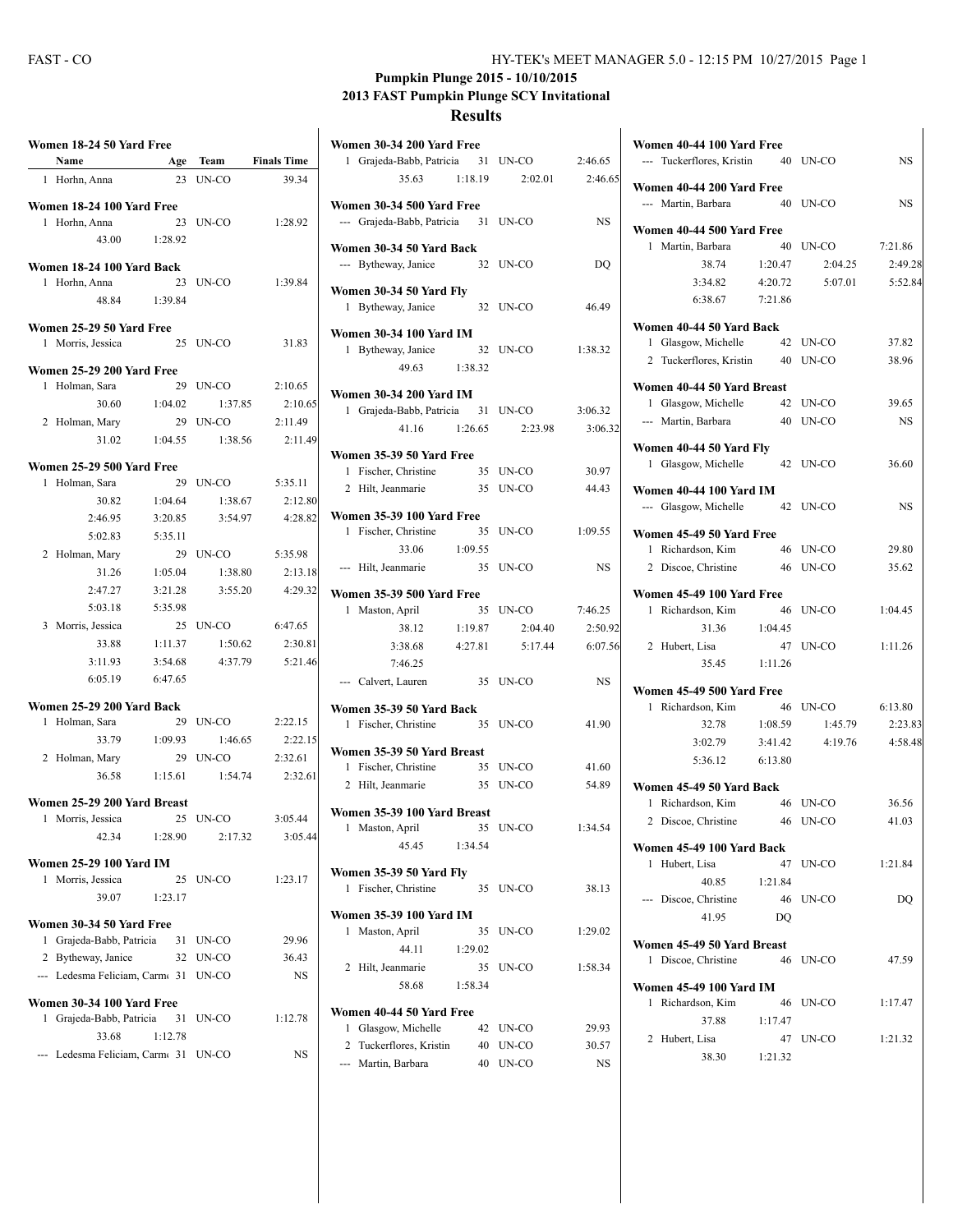# Pumpkin Plunge 2015 - 10/10/2015

## 2013 FAST Pumpkin Plunge SCY Invitational

## Results

### Women 18-24 50 Yard Free

| | Name | Age | Team | Finals Time |
|---|---|---|---|---|
| 1 | Horhn, Anna | 23 | UN-CO | 39.34 |

### Women 18-24 100 Yard Free

| | Name | Age | Team | Finals Time |
|---|---|---|---|---|
| 1 | Horhn, Anna | 23 | UN-CO | 1:28.92 |
| | 43.00 1:28.92 | | | |

### Women 18-24 100 Yard Back

| | Name | Age | Team | Finals Time |
|---|---|---|---|---|
| 1 | Horhn, Anna | 23 | UN-CO | 1:39.84 |
| | 48.84 1:39.84 | | | |

### Women 25-29 50 Yard Free

| | Name | Age | Team | Finals Time |
|---|---|---|---|---|
| 1 | Morris, Jessica | 25 | UN-CO | 31.83 |

### Women 25-29 200 Yard Free

| | Name | Age | Team | Finals Time |
|---|---|---|---|---|
| 1 | Holman, Sara | 29 | UN-CO | 2:10.65 |
| | 30.60 1:04.02 1:37.85 2:10.65 | | | |
| 2 | Holman, Mary | 29 | UN-CO | 2:11.49 |
| | 31.02 1:04.55 1:38.56 2:11.49 | | | |

### Women 25-29 500 Yard Free

| | Name | Age | Team | Finals Time |
|---|---|---|---|---|
| 1 | Holman, Sara | 29 | UN-CO | 5:35.11 |
| | 30.82 1:04.64 1:38.67 2:12.80 | | | |
| | 2:46.95 3:20.85 3:54.97 4:28.82 | | | |
| | 5:02.83 5:35.11 | | | |
| 2 | Holman, Mary | 29 | UN-CO | 5:35.98 |
| | 31.26 1:05.04 1:38.80 2:13.18 | | | |
| | 2:47.27 3:21.28 3:55.20 4:29.32 | | | |
| | 5:03.18 5:35.98 | | | |
| 3 | Morris, Jessica | 25 | UN-CO | 6:47.65 |
| | 33.88 1:11.37 1:50.62 2:30.81 | | | |
| | 3:11.93 3:54.68 4:37.79 5:21.46 | | | |
| | 6:05.19 6:47.65 | | | |

### Women 25-29 200 Yard Back

| | Name | Age | Team | Finals Time |
|---|---|---|---|---|
| 1 | Holman, Sara | 29 | UN-CO | 2:22.15 |
| | 33.79 1:09.93 1:46.65 2:22.15 | | | |
| 2 | Holman, Mary | 29 | UN-CO | 2:32.61 |
| | 36.58 1:15.61 1:54.74 2:32.61 | | | |

### Women 25-29 200 Yard Breast

| | Name | Age | Team | Finals Time |
|---|---|---|---|---|
| 1 | Morris, Jessica | 25 | UN-CO | 3:05.44 |
| | 42.34 1:28.90 2:17.32 3:05.44 | | | |

### Women 25-29 100 Yard IM

| | Name | Age | Team | Finals Time |
|---|---|---|---|---|
| 1 | Morris, Jessica | 25 | UN-CO | 1:23.17 |
| | 39.07 1:23.17 | | | |

### Women 30-34 50 Yard Free

| | Name | Age | Team | Finals Time |
|---|---|---|---|---|
| 1 | Grajeda-Babb, Patricia | 31 | UN-CO | 29.96 |
| 2 | Bytheway, Janice | 32 | UN-CO | 36.43 |
| --- | Ledesma Feliciam, Carm | 31 | UN-CO | NS |

### Women 30-34 100 Yard Free

| | Name | Age | Team | Finals Time |
|---|---|---|---|---|
| 1 | Grajeda-Babb, Patricia | 31 | UN-CO | 1:12.78 |
| | 33.68 1:12.78 | | | |
| --- | Ledesma Feliciam, Carm | 31 | UN-CO | NS |

### Women 30-34 200 Yard Free

| | Name | Age | Team | Finals Time |
|---|---|---|---|---|
| 1 | Grajeda-Babb, Patricia | 31 | UN-CO | 2:46.65 |
| | 35.63 1:18.19 2:02.01 2:46.65 | | | |

### Women 30-34 500 Yard Free

| | Name | Age | Team | Finals Time |
|---|---|---|---|---|
| --- | Grajeda-Babb, Patricia | 31 | UN-CO | NS |

### Women 30-34 50 Yard Back

| | Name | Age | Team | Finals Time |
|---|---|---|---|---|
| --- | Bytheway, Janice | 32 | UN-CO | DQ |

### Women 30-34 50 Yard Fly

| | Name | Age | Team | Finals Time |
|---|---|---|---|---|
| 1 | Bytheway, Janice | 32 | UN-CO | 46.49 |

### Women 30-34 100 Yard IM

| | Name | Age | Team | Finals Time |
|---|---|---|---|---|
| 1 | Bytheway, Janice | 32 | UN-CO | 1:38.32 |
| | 49.63 1:38.32 | | | |

### Women 30-34 200 Yard IM

| | Name | Age | Team | Finals Time |
|---|---|---|---|---|
| 1 | Grajeda-Babb, Patricia | 31 | UN-CO | 3:06.32 |
| | 41.16 1:26.65 2:23.98 3:06.32 | | | |

### Women 35-39 50 Yard Free

| | Name | Age | Team | Finals Time |
|---|---|---|---|---|
| 1 | Fischer, Christine | 35 | UN-CO | 30.97 |
| 2 | Hilt, Jeanmarie | 35 | UN-CO | 44.43 |

### Women 35-39 100 Yard Free

| | Name | Age | Team | Finals Time |
|---|---|---|---|---|
| 1 | Fischer, Christine | 35 | UN-CO | 1:09.55 |
| | 33.06 1:09.55 | | | |
| --- | Hilt, Jeanmarie | 35 | UN-CO | NS |

### Women 35-39 500 Yard Free

| | Name | Age | Team | Finals Time |
|---|---|---|---|---|
| 1 | Maston, April | 35 | UN-CO | 7:46.25 |
| | 38.12 1:19.87 2:04.40 2:50.92 | | | |
| | 3:38.68 4:27.81 5:17.44 6:07.56 | | | |
| | 7:46.25 | | | |
| --- | Calvert, Lauren | 35 | UN-CO | NS |

### Women 35-39 50 Yard Back

| | Name | Age | Team | Finals Time |
|---|---|---|---|---|
| 1 | Fischer, Christine | 35 | UN-CO | 41.90 |

### Women 35-39 50 Yard Breast

| | Name | Age | Team | Finals Time |
|---|---|---|---|---|
| 1 | Fischer, Christine | 35 | UN-CO | 41.60 |
| 2 | Hilt, Jeanmarie | 35 | UN-CO | 54.89 |

### Women 35-39 100 Yard Breast

| | Name | Age | Team | Finals Time |
|---|---|---|---|---|
| 1 | Maston, April | 35 | UN-CO | 1:34.54 |
| | 45.45 1:34.54 | | | |

### Women 35-39 50 Yard Fly

| | Name | Age | Team | Finals Time |
|---|---|---|---|---|
| 1 | Fischer, Christine | 35 | UN-CO | 38.13 |

### Women 35-39 100 Yard IM

| | Name | Age | Team | Finals Time |
|---|---|---|---|---|
| 1 | Maston, April | 35 | UN-CO | 1:29.02 |
| | 44.11 1:29.02 | | | |
| 2 | Hilt, Jeanmarie | 35 | UN-CO | 1:58.34 |
| | 58.68 1:58.34 | | | |

### Women 40-44 50 Yard Free

| | Name | Age | Team | Finals Time |
|---|---|---|---|---|
| 1 | Glasgow, Michelle | 42 | UN-CO | 29.93 |
| 2 | Tuckerflores, Kristin | 40 | UN-CO | 30.57 |
| --- | Martin, Barbara | 40 | UN-CO | NS |

### Women 40-44 100 Yard Free

| | Name | Age | Team | Finals Time |
|---|---|---|---|---|
| --- | Tuckerflores, Kristin | 40 | UN-CO | NS |

### Women 40-44 200 Yard Free

| | Name | Age | Team | Finals Time |
|---|---|---|---|---|
| --- | Martin, Barbara | 40 | UN-CO | NS |

### Women 40-44 500 Yard Free

| | Name | Age | Team | Finals Time |
|---|---|---|---|---|
| 1 | Martin, Barbara | 40 | UN-CO | 7:21.86 |
| | 38.74 1:20.47 2:04.25 2:49.28 | | | |
| | 3:34.82 4:20.72 5:07.01 5:52.84 | | | |
| | 6:38.67 7:21.86 | | | |

### Women 40-44 50 Yard Back

| | Name | Age | Team | Finals Time |
|---|---|---|---|---|
| 1 | Glasgow, Michelle | 42 | UN-CO | 37.82 |
| 2 | Tuckerflores, Kristin | 40 | UN-CO | 38.96 |

### Women 40-44 50 Yard Breast

| | Name | Age | Team | Finals Time |
|---|---|---|---|---|
| 1 | Glasgow, Michelle | 42 | UN-CO | 39.65 |
| --- | Martin, Barbara | 40 | UN-CO | NS |

### Women 40-44 50 Yard Fly

| | Name | Age | Team | Finals Time |
|---|---|---|---|---|
| 1 | Glasgow, Michelle | 42 | UN-CO | 36.60 |

### Women 40-44 100 Yard IM

| | Name | Age | Team | Finals Time |
|---|---|---|---|---|
| --- | Glasgow, Michelle | 42 | UN-CO | NS |

### Women 45-49 50 Yard Free

| | Name | Age | Team | Finals Time |
|---|---|---|---|---|
| 1 | Richardson, Kim | 46 | UN-CO | 29.80 |
| 2 | Discoe, Christine | 46 | UN-CO | 35.62 |

### Women 45-49 100 Yard Free

| | Name | Age | Team | Finals Time |
|---|---|---|---|---|
| 1 | Richardson, Kim | 46 | UN-CO | 1:04.45 |
| | 31.36 1:04.45 | | | |
| 2 | Hubert, Lisa | 47 | UN-CO | 1:11.26 |
| | 35.45 1:11.26 | | | |

### Women 45-49 500 Yard Free

| | Name | Age | Team | Finals Time |
|---|---|---|---|---|
| 1 | Richardson, Kim | 46 | UN-CO | 6:13.80 |
| | 32.78 1:08.59 1:45.79 2:23.83 | | | |
| | 3:02.79 3:41.42 4:19.76 4:58.48 | | | |
| | 5:36.12 6:13.80 | | | |

### Women 45-49 50 Yard Back

| | Name | Age | Team | Finals Time |
|---|---|---|---|---|
| 1 | Richardson, Kim | 46 | UN-CO | 36.56 |
| 2 | Discoe, Christine | 46 | UN-CO | 41.03 |

### Women 45-49 100 Yard Back

| | Name | Age | Team | Finals Time |
|---|---|---|---|---|
| 1 | Hubert, Lisa | 47 | UN-CO | 1:21.84 |
| | 40.85 1:21.84 | | | |
| --- | Discoe, Christine | 46 | UN-CO | DQ |
| | 41.95 DQ | | | |

### Women 45-49 50 Yard Breast

| | Name | Age | Team | Finals Time |
|---|---|---|---|---|
| 1 | Discoe, Christine | 46 | UN-CO | 47.59 |

### Women 45-49 100 Yard IM

| | Name | Age | Team | Finals Time |
|---|---|---|---|---|
| 1 | Richardson, Kim | 46 | UN-CO | 1:17.47 |
| | 37.88 1:17.47 | | | |
| 2 | Hubert, Lisa | 47 | UN-CO | 1:21.32 |
| | 38.30 1:21.32 | | | |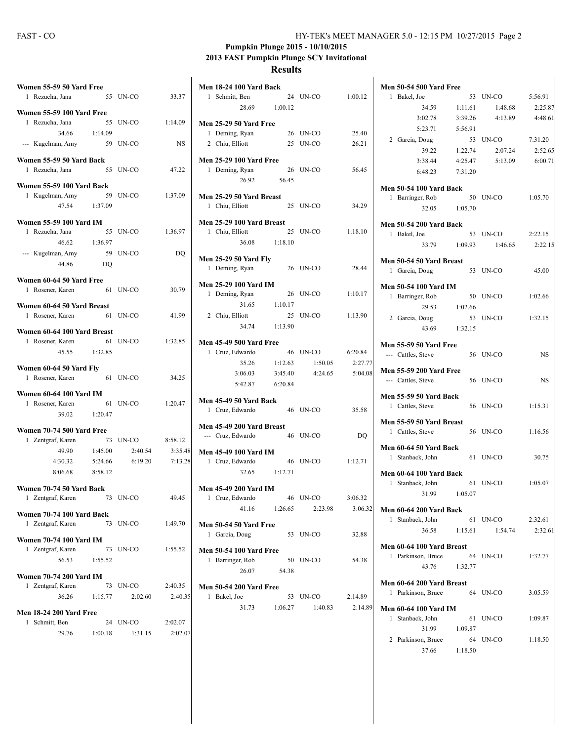**Pumpkin Plunge 2015 - 10/10/2015**
**2013 FAST Pumpkin Plunge SCY Invitational**
**Results**

**Women 55-59 50 Yard Free**

| | Name | Age | Team | Time |
|---|---|---|---|---|
| 1 | Rezucha, Jana | 55 | UN-CO | 33.37 |

**Women 55-59 100 Yard Free**

| | Name | Age | Team | Time |
|---|---|---|---|---|
| 1 | Rezucha, Jana | 55 | UN-CO | 1:14.09 |
| | 34.66 | 1:14.09 | | |
| --- | Kugelman, Amy | 59 | UN-CO | NS |

**Women 55-59 50 Yard Back**

| | Name | Age | Team | Time |
|---|---|---|---|---|
| 1 | Rezucha, Jana | 55 | UN-CO | 47.22 |

**Women 55-59 100 Yard Back**

| | Name | Age | Team | Time |
|---|---|---|---|---|
| 1 | Kugelman, Amy | 59 | UN-CO | 1:37.09 |
| | 47.54 | 1:37.09 | | |

**Women 55-59 100 Yard IM**

| | Name | Age | Team | Time |
|---|---|---|---|---|
| 1 | Rezucha, Jana | 55 | UN-CO | 1:36.97 |
| | 46.62 | 1:36.97 | | |
| --- | Kugelman, Amy | 59 | UN-CO | DQ |
| | 44.86 | DQ | | |

**Women 60-64 50 Yard Free**

| | Name | Age | Team | Time |
|---|---|---|---|---|
| 1 | Rosener, Karen | 61 | UN-CO | 30.79 |

**Women 60-64 50 Yard Breast**

| | Name | Age | Team | Time |
|---|---|---|---|---|
| 1 | Rosener, Karen | 61 | UN-CO | 41.99 |

**Women 60-64 100 Yard Breast**

| | Name | Age | Team | Time |
|---|---|---|---|---|
| 1 | Rosener, Karen | 61 | UN-CO | 1:32.85 |
| | 45.55 | 1:32.85 | | |

**Women 60-64 50 Yard Fly**

| | Name | Age | Team | Time |
|---|---|---|---|---|
| 1 | Rosener, Karen | 61 | UN-CO | 34.25 |

**Women 60-64 100 Yard IM**

| | Name | Age | Team | Time |
|---|---|---|---|---|
| 1 | Rosener, Karen | 61 | UN-CO | 1:20.47 |
| | 39.02 | 1:20.47 | | |

**Women 70-74 500 Yard Free**

| | Name | Age | Team | Time |
|---|---|---|---|---|
| 1 | Zentgraf, Karen | 73 | UN-CO | 8:58.12 |
| | 49.90 | 1:45.00 | 2:40.54 | 3:35.48 |
| | 4:30.32 | 5:24.66 | 6:19.20 | 7:13.28 |
| | 8:06.68 | 8:58.12 | | |

**Women 70-74 50 Yard Back**

| | Name | Age | Team | Time |
|---|---|---|---|---|
| 1 | Zentgraf, Karen | 73 | UN-CO | 49.45 |

**Women 70-74 100 Yard Back**

| | Name | Age | Team | Time |
|---|---|---|---|---|
| 1 | Zentgraf, Karen | 73 | UN-CO | 1:49.70 |

**Women 70-74 100 Yard IM**

| | Name | Age | Team | Time |
|---|---|---|---|---|
| 1 | Zentgraf, Karen | 73 | UN-CO | 1:55.52 |
| | 56.53 | 1:55.52 | | |

**Women 70-74 200 Yard IM**

| | Name | Age | Team | Time |
|---|---|---|---|---|
| 1 | Zentgraf, Karen | 73 | UN-CO | 2:40.35 |
| | 36.26 | 1:15.77 | 2:02.60 | 2:40.35 |

**Men 18-24 200 Yard Free**

| | Name | Age | Team | Time |
|---|---|---|---|---|
| 1 | Schmitt, Ben | 24 | UN-CO | 2:02.07 |
| | 29.76 | 1:00.18 | 1:31.15 | 2:02.07 |

**Men 18-24 100 Yard Back**

| | Name | Age | Team | Time |
|---|---|---|---|---|
| 1 | Schmitt, Ben | 24 | UN-CO | 1:00.12 |
| | 28.69 | 1:00.12 | | |

**Men 25-29 50 Yard Free**

| | Name | Age | Team | Time |
|---|---|---|---|---|
| 1 | Deming, Ryan | 26 | UN-CO | 25.40 |
| 2 | Chiu, Elliott | 25 | UN-CO | 26.21 |

**Men 25-29 100 Yard Free**

| | Name | Age | Team | Time |
|---|---|---|---|---|
| 1 | Deming, Ryan | 26 | UN-CO | 56.45 |
| | 26.92 | 56.45 | | |

**Men 25-29 50 Yard Breast**

| | Name | Age | Team | Time |
|---|---|---|---|---|
| 1 | Chiu, Elliott | 25 | UN-CO | 34.29 |

**Men 25-29 100 Yard Breast**

| | Name | Age | Team | Time |
|---|---|---|---|---|
| 1 | Chiu, Elliott | 25 | UN-CO | 1:18.10 |
| | 36.08 | 1:18.10 | | |

**Men 25-29 50 Yard Fly**

| | Name | Age | Team | Time |
|---|---|---|---|---|
| 1 | Deming, Ryan | 26 | UN-CO | 28.44 |

**Men 25-29 100 Yard IM**

| | Name | Age | Team | Time |
|---|---|---|---|---|
| 1 | Deming, Ryan | 26 | UN-CO | 1:10.17 |
| | 31.65 | 1:10.17 | | |
| 2 | Chiu, Elliott | 25 | UN-CO | 1:13.90 |
| | 34.74 | 1:13.90 | | |

**Men 45-49 500 Yard Free**

| | Name | Age | Team | Time |
|---|---|---|---|---|
| 1 | Cruz, Edwardo | 46 | UN-CO | 6:20.84 |
| | 35.26 | 1:12.63 | 1:50.05 | 2:27.77 |
| | 3:06.03 | 3:45.40 | 4:24.65 | 5:04.08 |
| | 5:42.87 | 6:20.84 | | |

**Men 45-49 50 Yard Back**

| | Name | Age | Team | Time |
|---|---|---|---|---|
| 1 | Cruz, Edwardo | 46 | UN-CO | 35.58 |

**Men 45-49 200 Yard Breast**

| | Name | Age | Team | Time |
|---|---|---|---|---|
| --- | Cruz, Edwardo | 46 | UN-CO | DQ |

**Men 45-49 100 Yard IM**

| | Name | Age | Team | Time |
|---|---|---|---|---|
| 1 | Cruz, Edwardo | 46 | UN-CO | 1:12.71 |
| | 32.65 | 1:12.71 | | |

**Men 45-49 200 Yard IM**

| | Name | Age | Team | Time |
|---|---|---|---|---|
| 1 | Cruz, Edwardo | 46 | UN-CO | 3:06.32 |
| | 41.16 | 1:26.65 | 2:23.98 | 3:06.32 |

**Men 50-54 50 Yard Free**

| | Name | Age | Team | Time |
|---|---|---|---|---|
| 1 | Garcia, Doug | 53 | UN-CO | 32.88 |

**Men 50-54 100 Yard Free**

| | Name | Age | Team | Time |
|---|---|---|---|---|
| 1 | Barringer, Rob | 50 | UN-CO | 54.38 |
| | 26.07 | 54.38 | | |

**Men 50-54 200 Yard Free**

| | Name | Age | Team | Time |
|---|---|---|---|---|
| 1 | Bakel, Joe | 53 | UN-CO | 2:14.89 |
| | 31.73 | 1:06.27 | 1:40.83 | 2:14.89 |

**Men 50-54 500 Yard Free**

| | Name | Age | Team | Time |
|---|---|---|---|---|
| 1 | Bakel, Joe | 53 | UN-CO | 5:56.91 |
| | 34.59 | 1:11.61 | 1:48.68 | 2:25.87 |
| | 3:02.78 | 3:39.26 | 4:13.89 | 4:48.61 |
| | 5:23.71 | 5:56.91 | | |
| 2 | Garcia, Doug | 53 | UN-CO | 7:31.20 |
| | 39.22 | 1:22.74 | 2:07.24 | 2:52.65 |
| | 3:38.44 | 4:25.47 | 5:13.09 | 6:00.71 |
| | 6:48.23 | 7:31.20 | | |

**Men 50-54 100 Yard Back**

| | Name | Age | Team | Time |
|---|---|---|---|---|
| 1 | Barringer, Rob | 50 | UN-CO | 1:05.70 |
| | 32.05 | 1:05.70 | | |

**Men 50-54 200 Yard Back**

| | Name | Age | Team | Time |
|---|---|---|---|---|
| 1 | Bakel, Joe | 53 | UN-CO | 2:22.15 |
| | 33.79 | 1:09.93 | 1:46.65 | 2:22.15 |

**Men 50-54 50 Yard Breast**

| | Name | Age | Team | Time |
|---|---|---|---|---|
| 1 | Garcia, Doug | 53 | UN-CO | 45.00 |

**Men 50-54 100 Yard IM**

| | Name | Age | Team | Time |
|---|---|---|---|---|
| 1 | Barringer, Rob | 50 | UN-CO | 1:02.66 |
| | 29.53 | 1:02.66 | | |
| 2 | Garcia, Doug | 53 | UN-CO | 1:32.15 |
| | 43.69 | 1:32.15 | | |

**Men 55-59 50 Yard Free**

| | Name | Age | Team | Time |
|---|---|---|---|---|
| --- | Cattles, Steve | 56 | UN-CO | NS |

**Men 55-59 200 Yard Free**

| | Name | Age | Team | Time |
|---|---|---|---|---|
| --- | Cattles, Steve | 56 | UN-CO | NS |

**Men 55-59 50 Yard Back**

| | Name | Age | Team | Time |
|---|---|---|---|---|
| 1 | Cattles, Steve | 56 | UN-CO | 1:15.31 |

**Men 55-59 50 Yard Breast**

| | Name | Age | Team | Time |
|---|---|---|---|---|
| 1 | Cattles, Steve | 56 | UN-CO | 1:16.56 |

**Men 60-64 50 Yard Back**

| | Name | Age | Team | Time |
|---|---|---|---|---|
| 1 | Stanback, John | 61 | UN-CO | 30.75 |

**Men 60-64 100 Yard Back**

| | Name | Age | Team | Time |
|---|---|---|---|---|
| 1 | Stanback, John | 61 | UN-CO | 1:05.07 |
| | 31.99 | 1:05.07 | | |

**Men 60-64 200 Yard Back**

| | Name | Age | Team | Time |
|---|---|---|---|---|
| 1 | Stanback, John | 61 | UN-CO | 2:32.61 |
| | 36.58 | 1:15.61 | 1:54.74 | 2:32.61 |

**Men 60-64 100 Yard Breast**

| | Name | Age | Team | Time |
|---|---|---|---|---|
| 1 | Parkinson, Bruce | 64 | UN-CO | 1:32.77 |
| | 43.76 | 1:32.77 | | |

**Men 60-64 200 Yard Breast**

| | Name | Age | Team | Time |
|---|---|---|---|---|
| 1 | Parkinson, Bruce | 64 | UN-CO | 3:05.59 |

**Men 60-64 100 Yard IM**

| | Name | Age | Team | Time |
|---|---|---|---|---|
| 1 | Stanback, John | 61 | UN-CO | 1:09.87 |
| | 31.99 | 1:09.87 | | |
| 2 | Parkinson, Bruce | 64 | UN-CO | 1:18.50 |
| | 37.66 | 1:18.50 | | |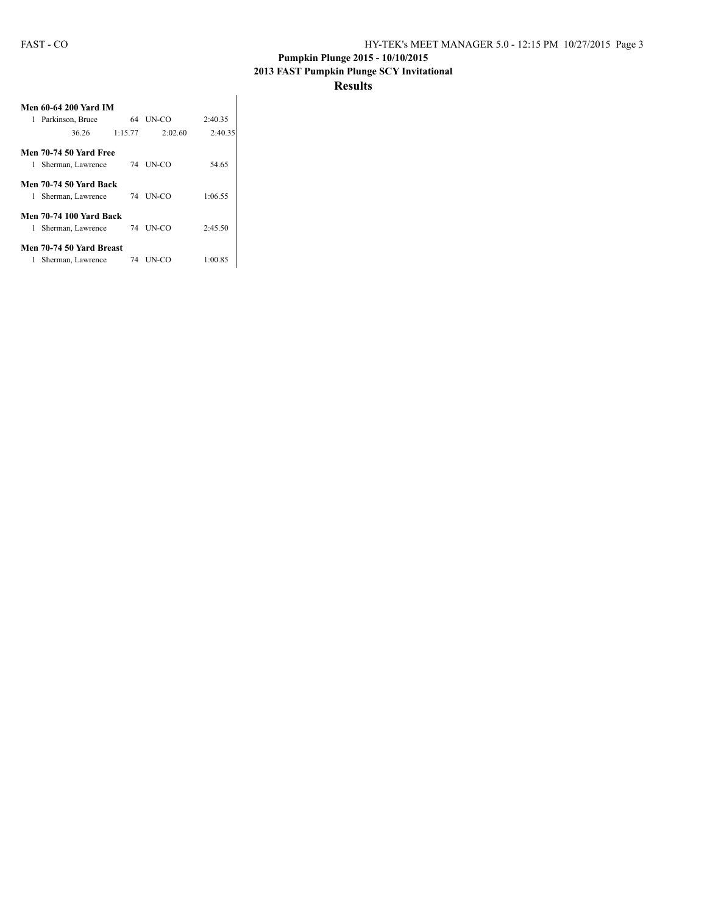**Pumpkin Plunge 2015 - 10/10/2015**

**2013 FAST Pumpkin Plunge SCY Invitational**

## Results

**Men 60-64 200 Yard IM**

| | | | | |
|---|---|---|---|---|
| 1 | Parkinson, Bruce | 64 | UN-CO | 2:40.35 |
| | 36.26 | 1:15.77 | 2:02.60 | 2:40.35 |

**Men 70-74 50 Yard Free**

| | | | | |
|---|---|---|---|---|
| 1 | Sherman, Lawrence | 74 | UN-CO | 54.65 |

**Men 70-74 50 Yard Back**

| | | | | |
|---|---|---|---|---|
| 1 | Sherman, Lawrence | 74 | UN-CO | 1:06.55 |

**Men 70-74 100 Yard Back**

| | | | | |
|---|---|---|---|---|
| 1 | Sherman, Lawrence | 74 | UN-CO | 2:45.50 |

**Men 70-74 50 Yard Breast**

| | | | | |
|---|---|---|---|---|
| 1 | Sherman, Lawrence | 74 | UN-CO | 1:00.85 |